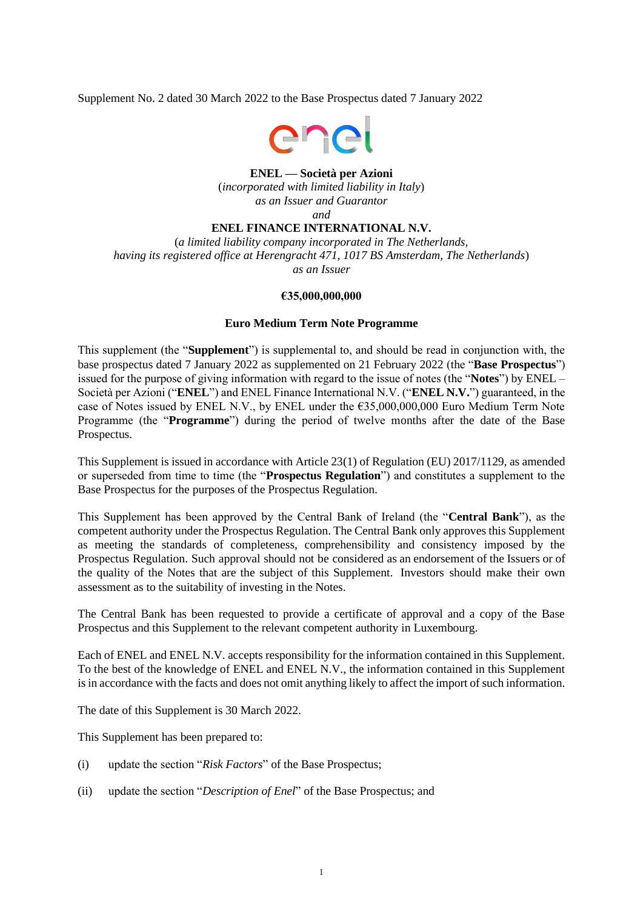Supplement No. 2 dated 30 March 2022 to the Base Prospectus dated 7 January 2022

**ENEL — Società per Azioni**
(*incorporated with limited liability in Italy*)
*as an Issuer and Guarantor*
*and*
**ENEL FINANCE INTERNATIONAL N.V.**
(*a limited liability company incorporated in The Netherlands, having its registered office at Herengracht 471, 1017 BS Amsterdam, The Netherlands*)
*as an Issuer*

**€35,000,000,000**

**Euro Medium Term Note Programme**

This supplement (the "**Supplement**") is supplemental to, and should be read in conjunction with, the base prospectus dated 7 January 2022 as supplemented on 21 February 2022 (the "**Base Prospectus**") issued for the purpose of giving information with regard to the issue of notes (the "**Notes**") by ENEL – Società per Azioni ("**ENEL**") and ENEL Finance International N.V. ("**ENEL N.V.**") guaranteed, in the case of Notes issued by ENEL N.V., by ENEL under the €35,000,000,000 Euro Medium Term Note Programme (the "**Programme**") during the period of twelve months after the date of the Base Prospectus.

This Supplement is issued in accordance with Article 23(1) of Regulation (EU) 2017/1129, as amended or superseded from time to time (the "**Prospectus Regulation**") and constitutes a supplement to the Base Prospectus for the purposes of the Prospectus Regulation.

This Supplement has been approved by the Central Bank of Ireland (the "**Central Bank**"), as the competent authority under the Prospectus Regulation. The Central Bank only approves this Supplement as meeting the standards of completeness, comprehensibility and consistency imposed by the Prospectus Regulation. Such approval should not be considered as an endorsement of the Issuers or of the quality of the Notes that are the subject of this Supplement. Investors should make their own assessment as to the suitability of investing in the Notes.

The Central Bank has been requested to provide a certificate of approval and a copy of the Base Prospectus and this Supplement to the relevant competent authority in Luxembourg.

Each of ENEL and ENEL N.V. accepts responsibility for the information contained in this Supplement. To the best of the knowledge of ENEL and ENEL N.V., the information contained in this Supplement is in accordance with the facts and does not omit anything likely to affect the import of such information.

The date of this Supplement is 30 March 2022.

This Supplement has been prepared to:

(i) update the section "*Risk Factors*" of the Base Prospectus;

(ii) update the section "*Description of Enel*" of the Base Prospectus; and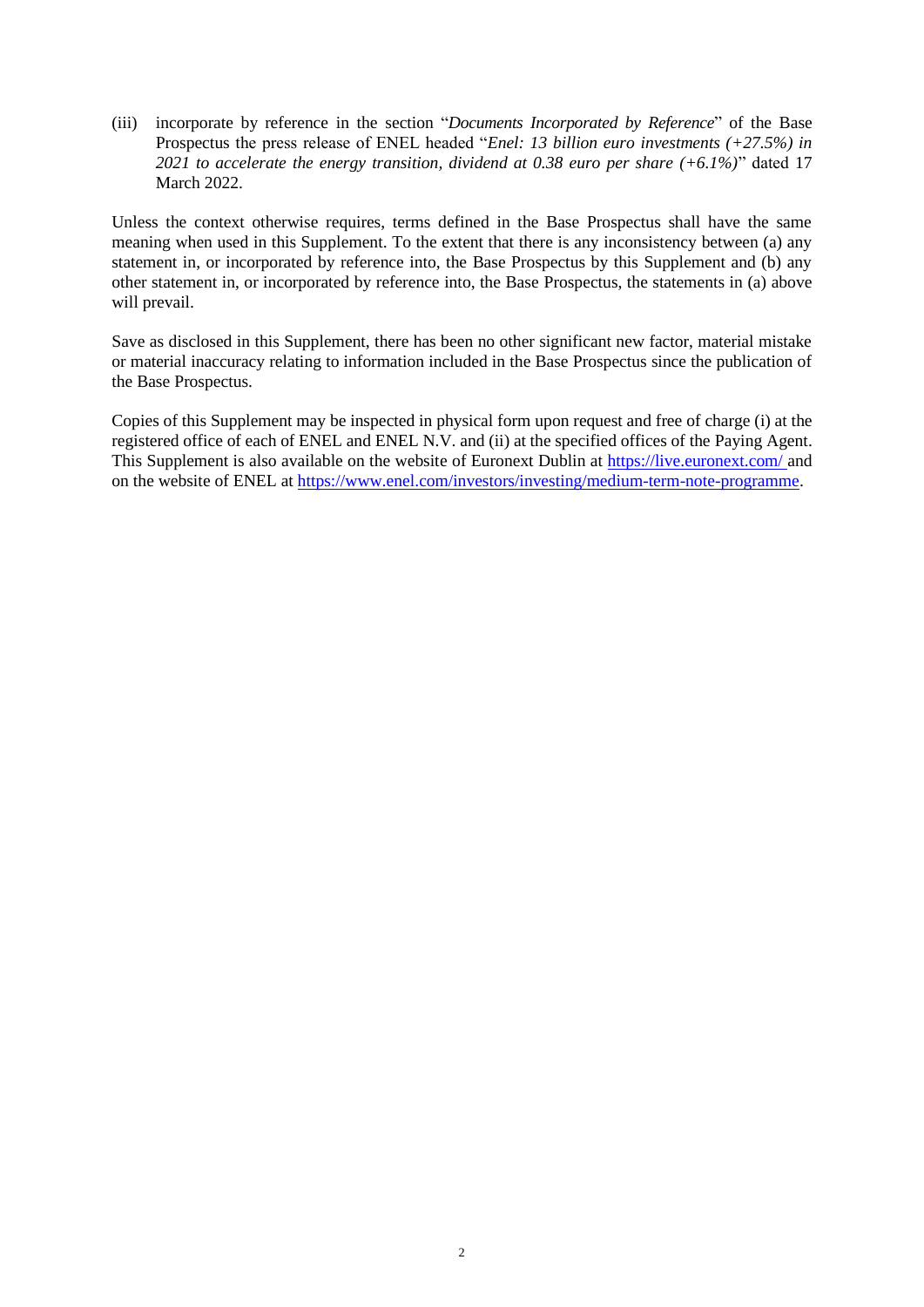(iii) incorporate by reference in the section "*Documents Incorporated by Reference*" of the Base Prospectus the press release of ENEL headed "*Enel: 13 billion euro investments (+27.5%) in 2021 to accelerate the energy transition, dividend at 0.38 euro per share (+6.1%)*" dated 17 March 2022.

Unless the context otherwise requires, terms defined in the Base Prospectus shall have the same meaning when used in this Supplement. To the extent that there is any inconsistency between (a) any statement in, or incorporated by reference into, the Base Prospectus by this Supplement and (b) any other statement in, or incorporated by reference into, the Base Prospectus, the statements in (a) above will prevail.

Save as disclosed in this Supplement, there has been no other significant new factor, material mistake or material inaccuracy relating to information included in the Base Prospectus since the publication of the Base Prospectus.

Copies of this Supplement may be inspected in physical form upon request and free of charge (i) at the registered office of each of ENEL and ENEL N.V. and (ii) at the specified offices of the Paying Agent. This Supplement is also available on the website of Euronext Dublin at https://live.euronext.com/ and on the website of ENEL at https://www.enel.com/investors/investing/medium-term-note-programme.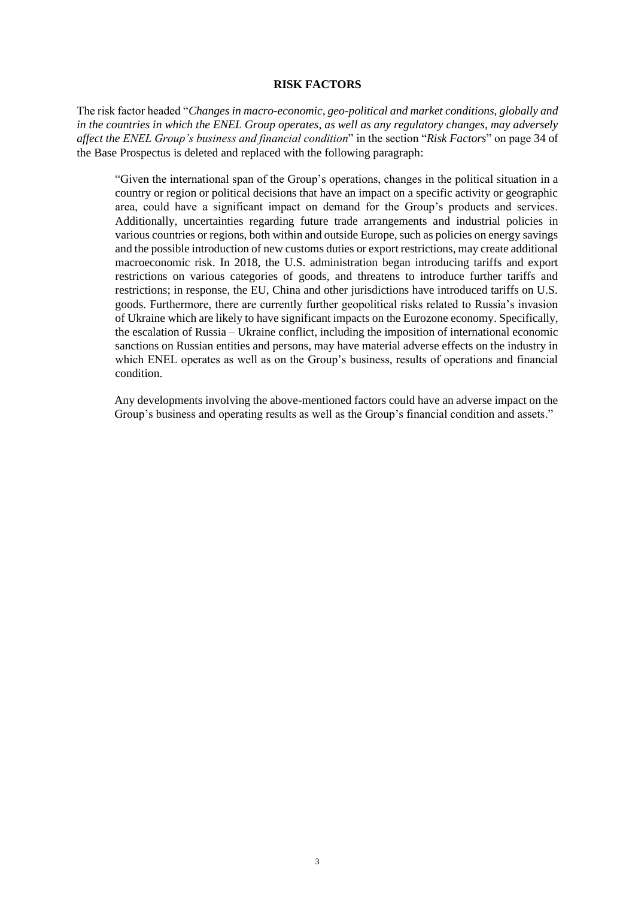## RISK FACTORS

The risk factor headed "*Changes in macro-economic, geo-political and market conditions, globally and in the countries in which the ENEL Group operates, as well as any regulatory changes, may adversely affect the ENEL Group's business and financial condition*" in the section "*Risk Factors*" on page 34 of the Base Prospectus is deleted and replaced with the following paragraph:

> "Given the international span of the Group's operations, changes in the political situation in a country or region or political decisions that have an impact on a specific activity or geographic area, could have a significant impact on demand for the Group's products and services. Additionally, uncertainties regarding future trade arrangements and industrial policies in various countries or regions, both within and outside Europe, such as policies on energy savings and the possible introduction of new customs duties or export restrictions, may create additional macroeconomic risk. In 2018, the U.S. administration began introducing tariffs and export restrictions on various categories of goods, and threatens to introduce further tariffs and restrictions; in response, the EU, China and other jurisdictions have introduced tariffs on U.S. goods. Furthermore, there are currently further geopolitical risks related to Russia's invasion of Ukraine which are likely to have significant impacts on the Eurozone economy. Specifically, the escalation of Russia – Ukraine conflict, including the imposition of international economic sanctions on Russian entities and persons, may have material adverse effects on the industry in which ENEL operates as well as on the Group's business, results of operations and financial condition.
>
> Any developments involving the above-mentioned factors could have an adverse impact on the Group's business and operating results as well as the Group's financial condition and assets."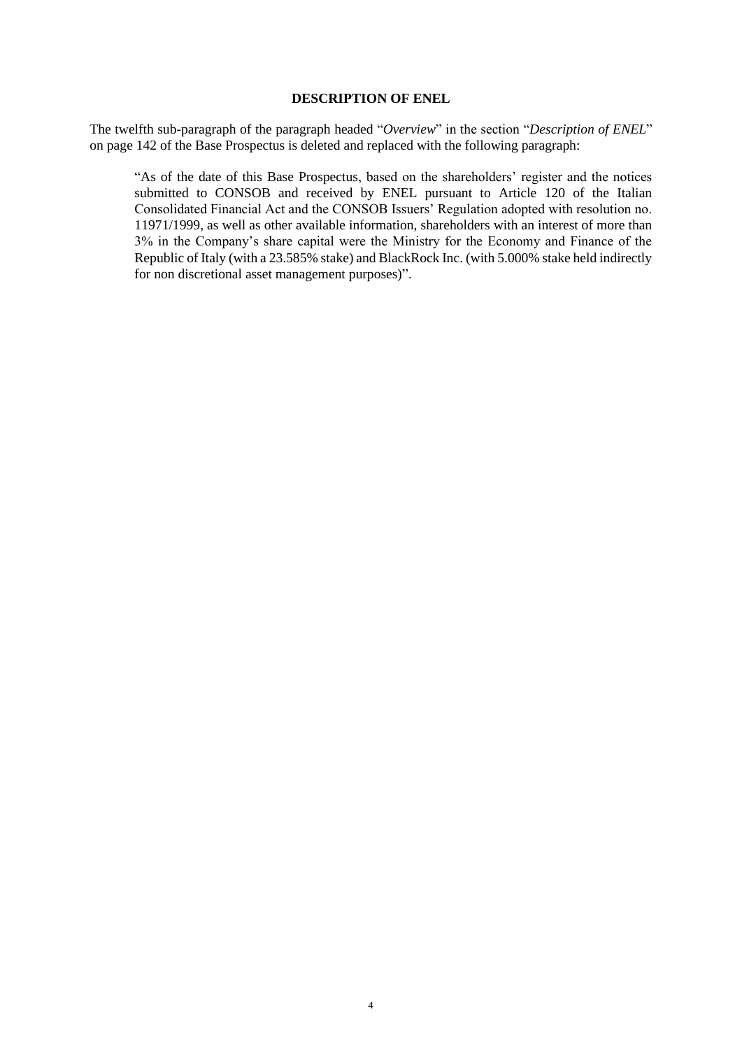## DESCRIPTION OF ENEL

The twelfth sub-paragraph of the paragraph headed "*Overview*" in the section "*Description of ENEL*" on page 142 of the Base Prospectus is deleted and replaced with the following paragraph:

> "As of the date of this Base Prospectus, based on the shareholders' register and the notices submitted to CONSOB and received by ENEL pursuant to Article 120 of the Italian Consolidated Financial Act and the CONSOB Issuers' Regulation adopted with resolution no. 11971/1999, as well as other available information, shareholders with an interest of more than 3% in the Company's share capital were the Ministry for the Economy and Finance of the Republic of Italy (with a 23.585% stake) and BlackRock Inc. (with 5.000% stake held indirectly for non discretional asset management purposes)".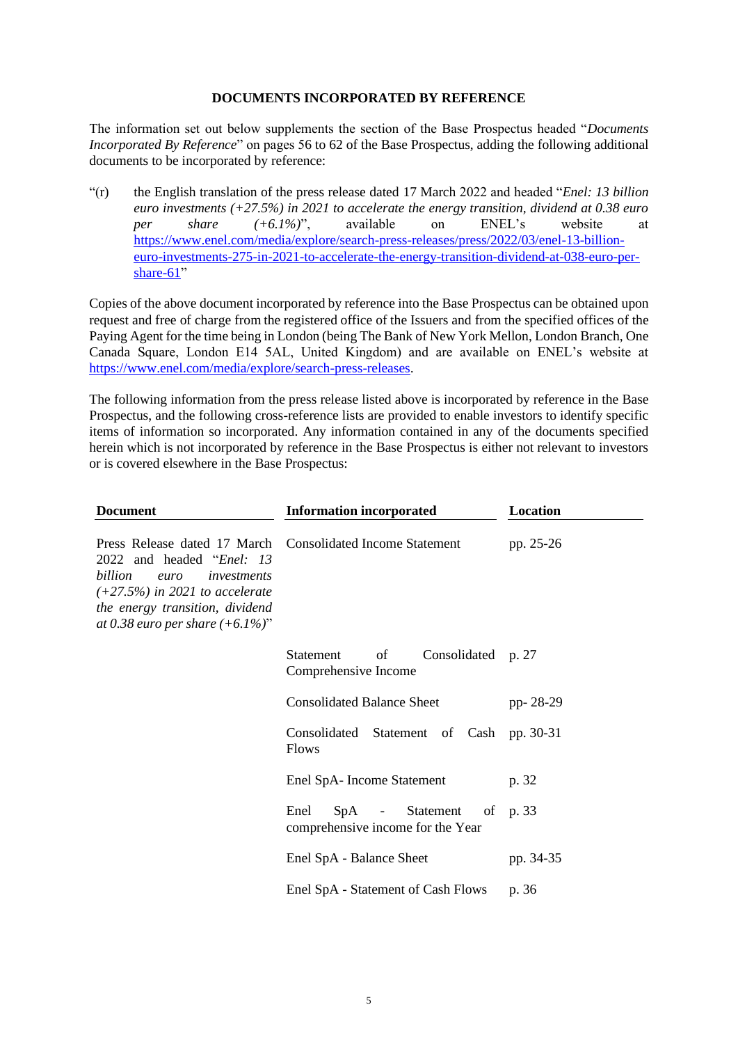## DOCUMENTS INCORPORATED BY REFERENCE

The information set out below supplements the section of the Base Prospectus headed "*Documents Incorporated By Reference*" on pages 56 to 62 of the Base Prospectus, adding the following additional documents to be incorporated by reference:

"(r) the English translation of the press release dated 17 March 2022 and headed "*Enel: 13 billion euro investments (+27.5%) in 2021 to accelerate the energy transition, dividend at 0.38 euro per share (+6.1%)*", available on ENEL's website at https://www.enel.com/media/explore/search-press-releases/press/2022/03/enel-13-billion-euro-investments-275-in-2021-to-accelerate-the-energy-transition-dividend-at-038-euro-per-share-61"

Copies of the above document incorporated by reference into the Base Prospectus can be obtained upon request and free of charge from the registered office of the Issuers and from the specified offices of the Paying Agent for the time being in London (being The Bank of New York Mellon, London Branch, One Canada Square, London E14 5AL, United Kingdom) and are available on ENEL's website at https://www.enel.com/media/explore/search-press-releases.

The following information from the press release listed above is incorporated by reference in the Base Prospectus, and the following cross-reference lists are provided to enable investors to identify specific items of information so incorporated. Any information contained in any of the documents specified herein which is not incorporated by reference in the Base Prospectus is either not relevant to investors or is covered elsewhere in the Base Prospectus:

| Document | Information incorporated | Location |
|---|---|---|
| Press Release dated 17 March 2022 and headed "*Enel: 13 billion euro investments (+27.5%) in 2021 to accelerate the energy transition, dividend at 0.38 euro per share (+6.1%)*" | Consolidated Income Statement | pp. 25-26 |
| | Statement of Consolidated Comprehensive Income | p. 27 |
| | Consolidated Balance Sheet | pp- 28-29 |
| | Consolidated Statement of Cash Flows | pp. 30-31 |
| | Enel SpA- Income Statement | p. 32 |
| | Enel SpA - Statement of comprehensive income for the Year | p. 33 |
| | Enel SpA - Balance Sheet | pp. 34-35 |
| | Enel SpA - Statement of Cash Flows | p. 36 |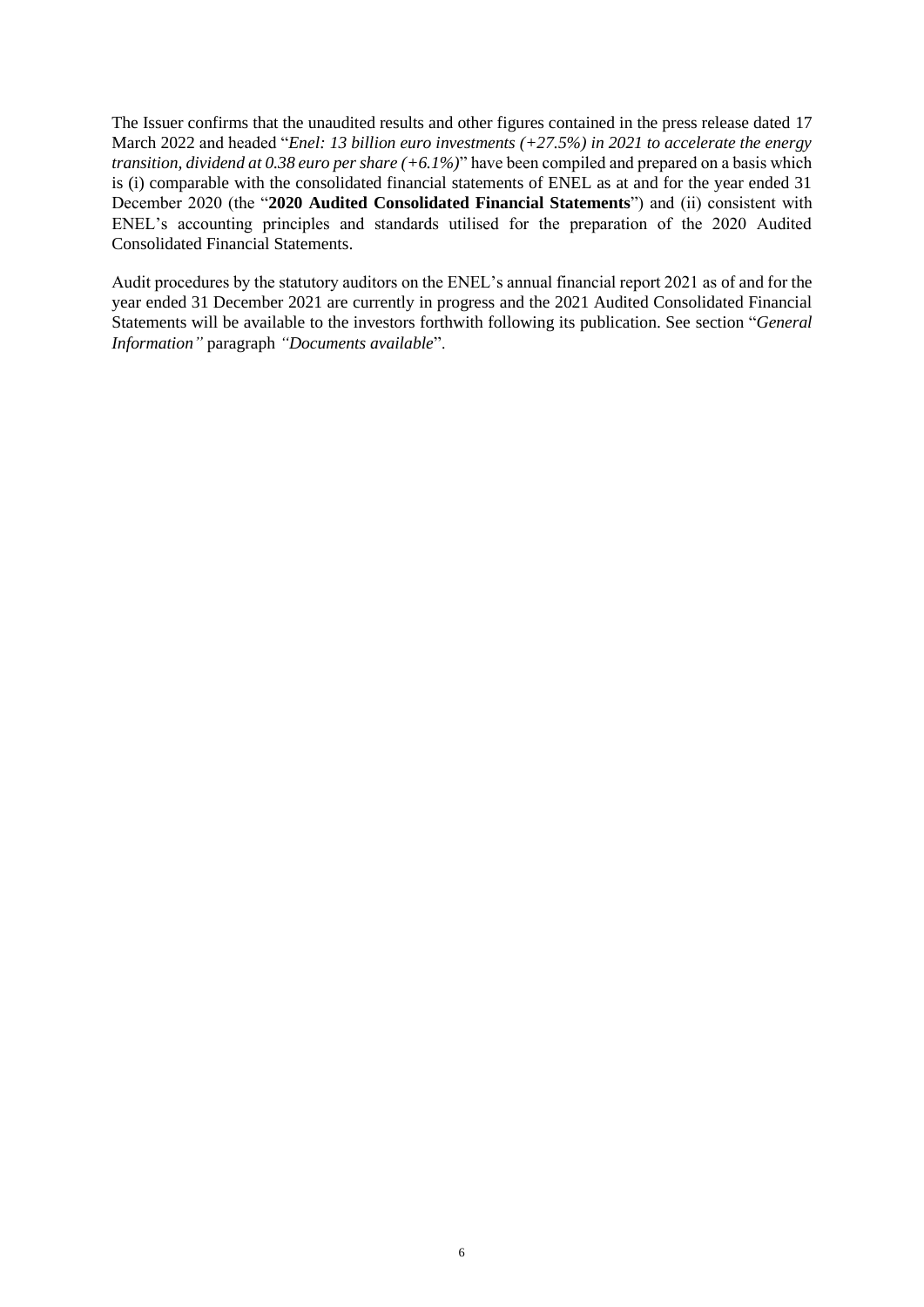The Issuer confirms that the unaudited results and other figures contained in the press release dated 17 March 2022 and headed "*Enel: 13 billion euro investments (+27.5%) in 2021 to accelerate the energy transition, dividend at 0.38 euro per share (+6.1%)*" have been compiled and prepared on a basis which is (i) comparable with the consolidated financial statements of ENEL as at and for the year ended 31 December 2020 (the "**2020 Audited Consolidated Financial Statements**") and (ii) consistent with ENEL's accounting principles and standards utilised for the preparation of the 2020 Audited Consolidated Financial Statements.

Audit procedures by the statutory auditors on the ENEL's annual financial report 2021 as of and for the year ended 31 December 2021 are currently in progress and the 2021 Audited Consolidated Financial Statements will be available to the investors forthwith following its publication. See section "*General Information"* paragraph *"Documents available*".